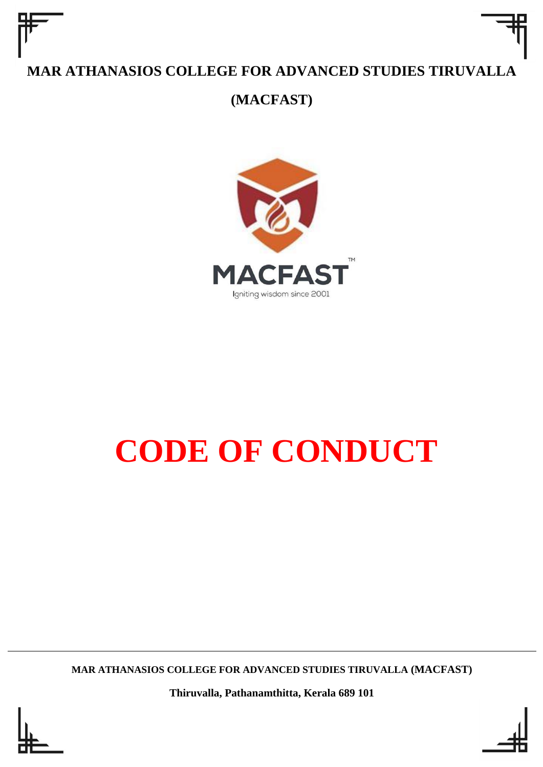**MAR ATHANASIOS COLLEGE FOR ADVANCED STUDIES TIRUVALLA**

**(MACFAST)**

MACFAST™

Igniting wisdom since 2001

# CODE OF CONDUCT

**MAR ATHANASIOS COLLEGE FOR ADVANCED STUDIES TIRUVALLA (MACFAST)**

**Thiruvalla, Pathanamthitta, Kerala 689 101**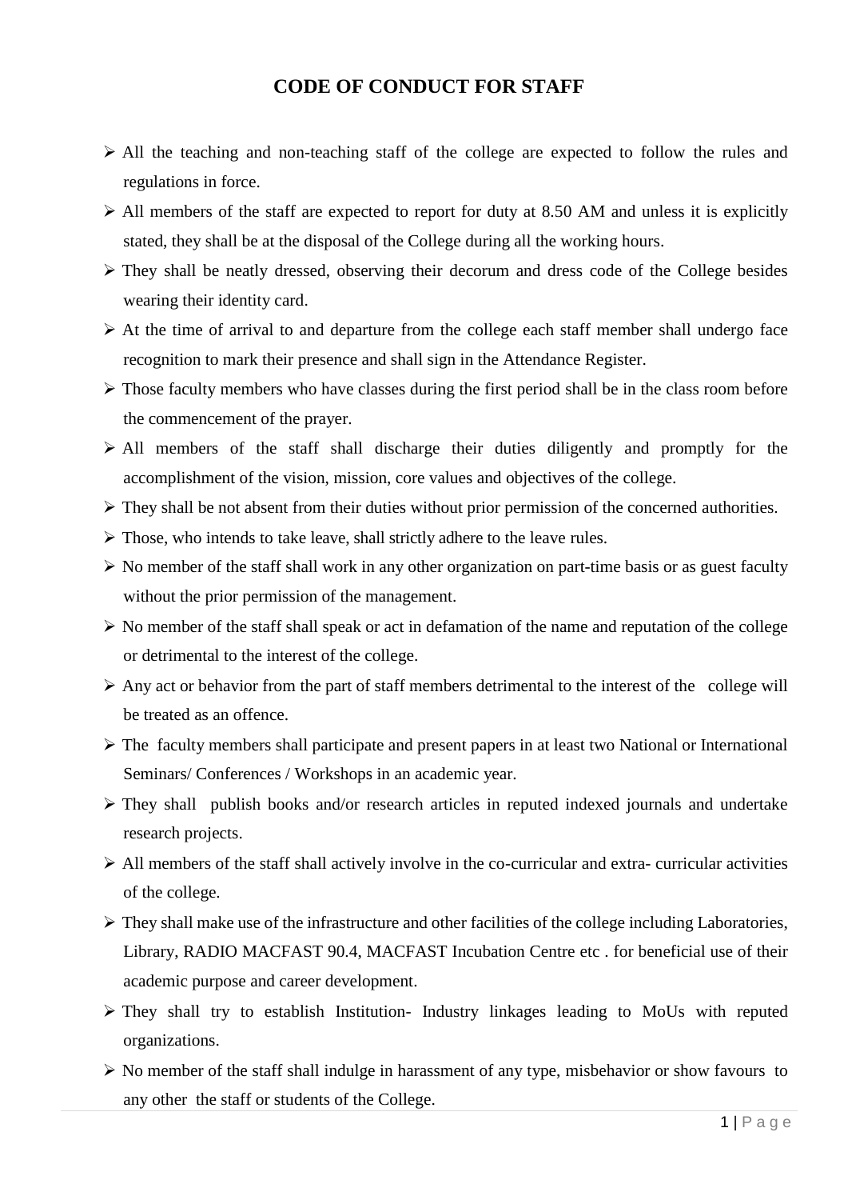# CODE OF CONDUCT FOR STAFF

- All the teaching and non-teaching staff of the college are expected to follow the rules and regulations in force.
- All members of the staff are expected to report for duty at 8.50 AM and unless it is explicitly stated, they shall be at the disposal of the College during all the working hours.
- They shall be neatly dressed, observing their decorum and dress code of the College besides wearing their identity card.
- At the time of arrival to and departure from the college each staff member shall undergo face recognition to mark their presence and shall sign in the Attendance Register.
- Those faculty members who have classes during the first period shall be in the class room before the commencement of the prayer.
- All members of the staff shall discharge their duties diligently and promptly for the accomplishment of the vision, mission, core values and objectives of the college.
- They shall be not absent from their duties without prior permission of the concerned authorities.
- Those, who intends to take leave, shall strictly adhere to the leave rules.
- No member of the staff shall work in any other organization on part-time basis or as guest faculty without the prior permission of the management.
- No member of the staff shall speak or act in defamation of the name and reputation of the college or detrimental to the interest of the college.
- Any act or behavior from the part of staff members detrimental to the interest of the college will be treated as an offence.
- The faculty members shall participate and present papers in at least two National or International Seminars/ Conferences / Workshops in an academic year.
- They shall publish books and/or research articles in reputed indexed journals and undertake research projects.
- All members of the staff shall actively involve in the co-curricular and extra- curricular activities of the college.
- They shall make use of the infrastructure and other facilities of the college including Laboratories, Library, RADIO MACFAST 90.4, MACFAST Incubation Centre etc . for beneficial use of their academic purpose and career development.
- They shall try to establish Institution- Industry linkages leading to MoUs with reputed organizations.
- No member of the staff shall indulge in harassment of any type, misbehavior or show favours to any other the staff or students of the College.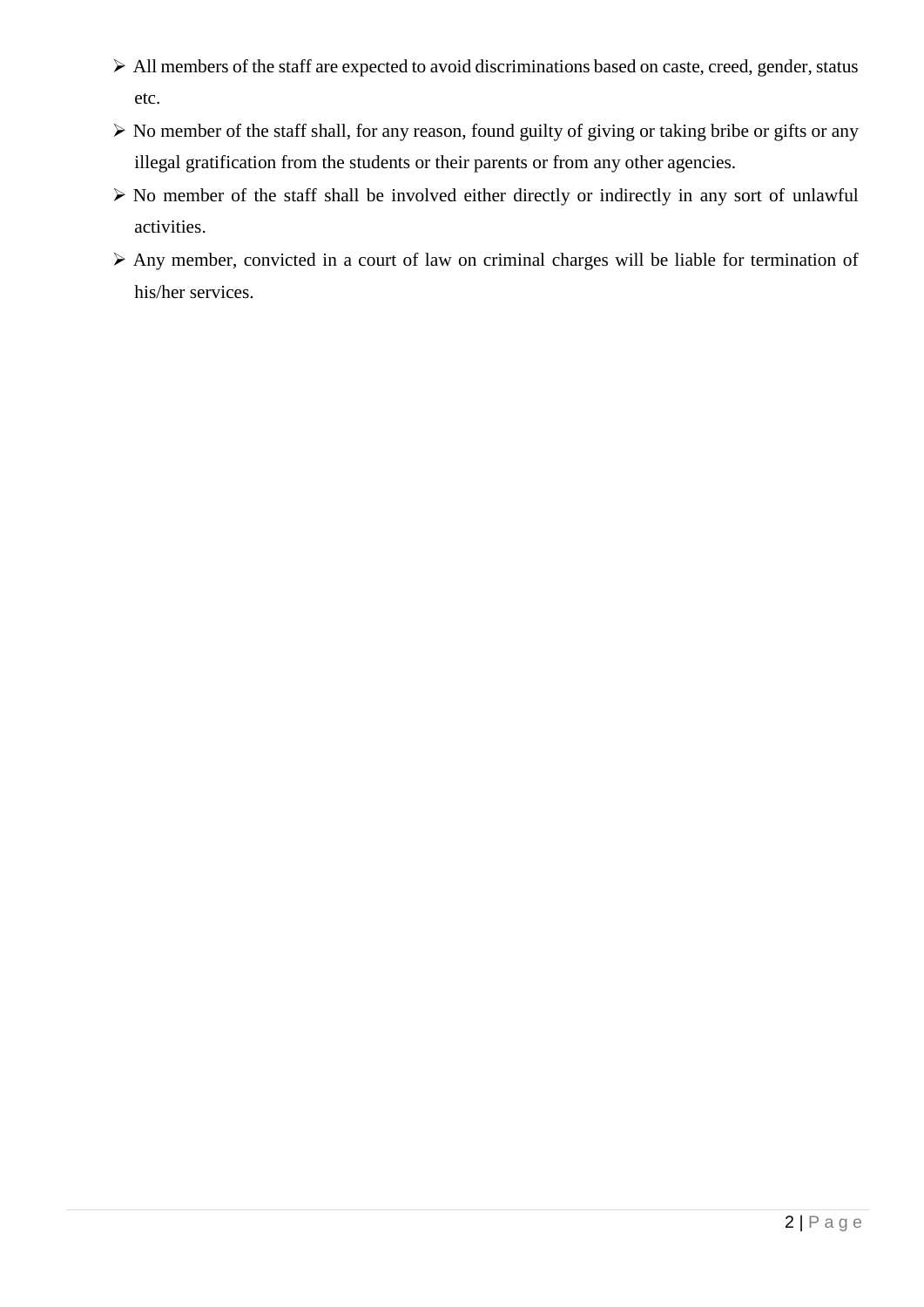- All members of the staff are expected to avoid discriminations based on caste, creed, gender, status etc.
- No member of the staff shall, for any reason, found guilty of giving or taking bribe or gifts or any illegal gratification from the students or their parents or from any other agencies.
- No member of the staff shall be involved either directly or indirectly in any sort of unlawful activities.
- Any member, convicted in a court of law on criminal charges will be liable for termination of his/her services.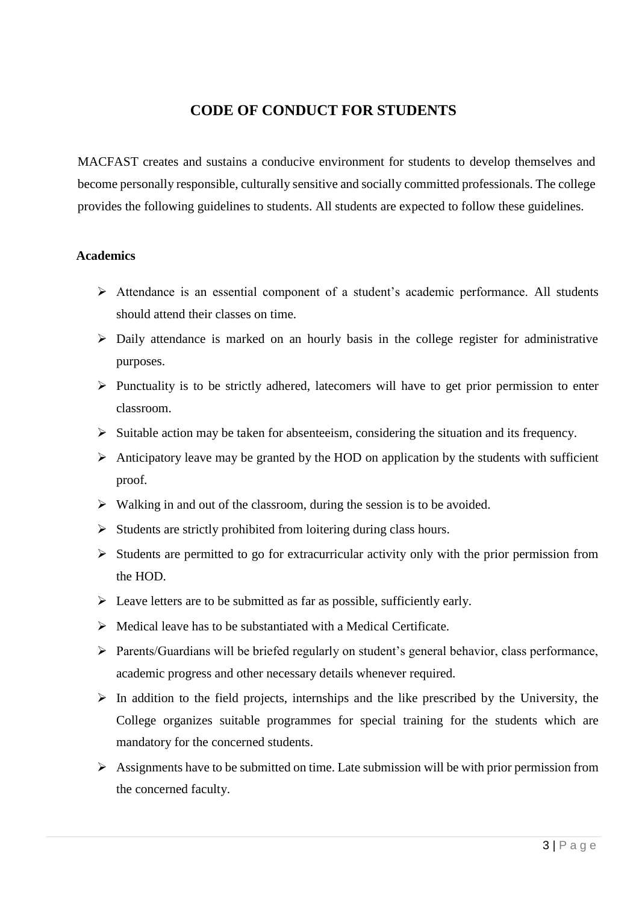# CODE OF CONDUCT FOR STUDENTS

MACFAST creates and sustains a conducive environment for students to develop themselves and become personally responsible, culturally sensitive and socially committed professionals. The college provides the following guidelines to students. All students are expected to follow these guidelines.

**Academics**

- Attendance is an essential component of a student's academic performance. All students should attend their classes on time.
- Daily attendance is marked on an hourly basis in the college register for administrative purposes.
- Punctuality is to be strictly adhered, latecomers will have to get prior permission to enter classroom.
- Suitable action may be taken for absenteeism, considering the situation and its frequency.
- Anticipatory leave may be granted by the HOD on application by the students with sufficient proof.
- Walking in and out of the classroom, during the session is to be avoided.
- Students are strictly prohibited from loitering during class hours.
- Students are permitted to go for extracurricular activity only with the prior permission from the HOD.
- Leave letters are to be submitted as far as possible, sufficiently early.
- Medical leave has to be substantiated with a Medical Certificate.
- Parents/Guardians will be briefed regularly on student's general behavior, class performance, academic progress and other necessary details whenever required.
- In addition to the field projects, internships and the like prescribed by the University, the College organizes suitable programmes for special training for the students which are mandatory for the concerned students.
- Assignments have to be submitted on time. Late submission will be with prior permission from the concerned faculty.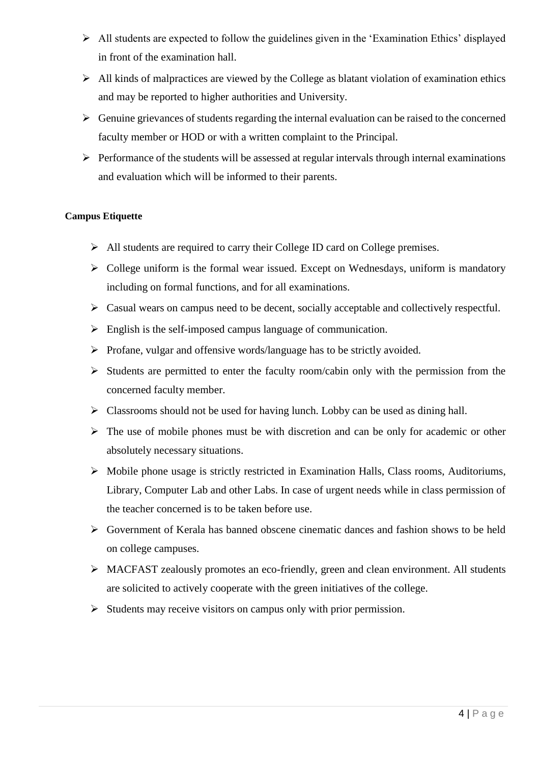- All students are expected to follow the guidelines given in the 'Examination Ethics' displayed in front of the examination hall.
- All kinds of malpractices are viewed by the College as blatant violation of examination ethics and may be reported to higher authorities and University.
- Genuine grievances of students regarding the internal evaluation can be raised to the concerned faculty member or HOD or with a written complaint to the Principal.
- Performance of the students will be assessed at regular intervals through internal examinations and evaluation which will be informed to their parents.

**Campus Etiquette**

- All students are required to carry their College ID card on College premises.
- College uniform is the formal wear issued. Except on Wednesdays, uniform is mandatory including on formal functions, and for all examinations.
- Casual wears on campus need to be decent, socially acceptable and collectively respectful.
- English is the self-imposed campus language of communication.
- Profane, vulgar and offensive words/language has to be strictly avoided.
- Students are permitted to enter the faculty room/cabin only with the permission from the concerned faculty member.
- Classrooms should not be used for having lunch. Lobby can be used as dining hall.
- The use of mobile phones must be with discretion and can be only for academic or other absolutely necessary situations.
- Mobile phone usage is strictly restricted in Examination Halls, Class rooms, Auditoriums, Library, Computer Lab and other Labs. In case of urgent needs while in class permission of the teacher concerned is to be taken before use.
- Government of Kerala has banned obscene cinematic dances and fashion shows to be held on college campuses.
- MACFAST zealously promotes an eco-friendly, green and clean environment. All students are solicited to actively cooperate with the green initiatives of the college.
- Students may receive visitors on campus only with prior permission.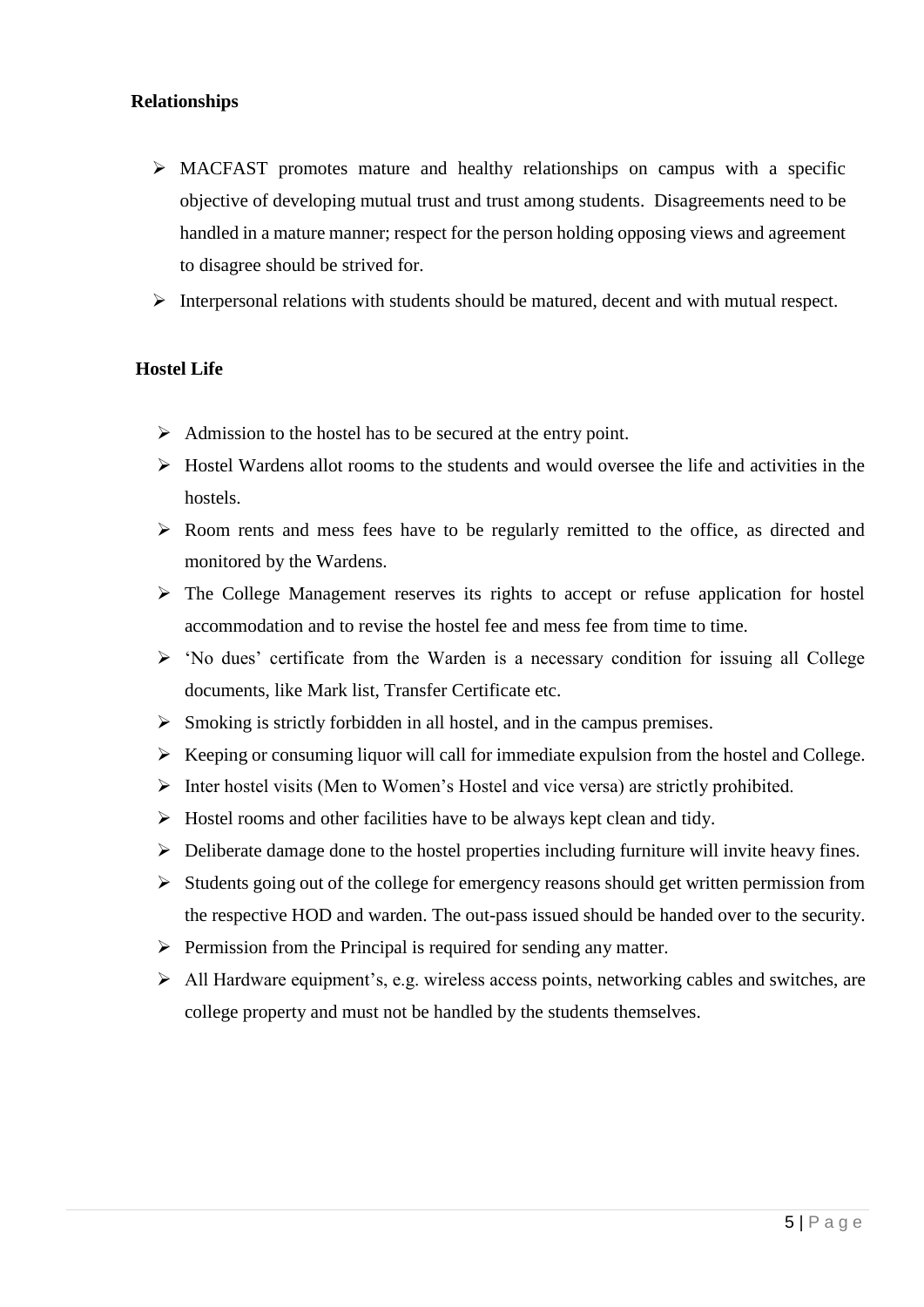**Relationships**

- MACFAST promotes mature and healthy relationships on campus with a specific objective of developing mutual trust and trust among students. Disagreements need to be handled in a mature manner; respect for the person holding opposing views and agreement to disagree should be strived for.
- Interpersonal relations with students should be matured, decent and with mutual respect.

**Hostel Life**

- Admission to the hostel has to be secured at the entry point.
- Hostel Wardens allot rooms to the students and would oversee the life and activities in the hostels.
- Room rents and mess fees have to be regularly remitted to the office, as directed and monitored by the Wardens.
- The College Management reserves its rights to accept or refuse application for hostel accommodation and to revise the hostel fee and mess fee from time to time.
- 'No dues' certificate from the Warden is a necessary condition for issuing all College documents, like Mark list, Transfer Certificate etc.
- Smoking is strictly forbidden in all hostel, and in the campus premises.
- Keeping or consuming liquor will call for immediate expulsion from the hostel and College.
- Inter hostel visits (Men to Women's Hostel and vice versa) are strictly prohibited.
- Hostel rooms and other facilities have to be always kept clean and tidy.
- Deliberate damage done to the hostel properties including furniture will invite heavy fines.
- Students going out of the college for emergency reasons should get written permission from the respective HOD and warden. The out-pass issued should be handed over to the security.
- Permission from the Principal is required for sending any matter.
- All Hardware equipment's, e.g. wireless access points, networking cables and switches, are college property and must not be handled by the students themselves.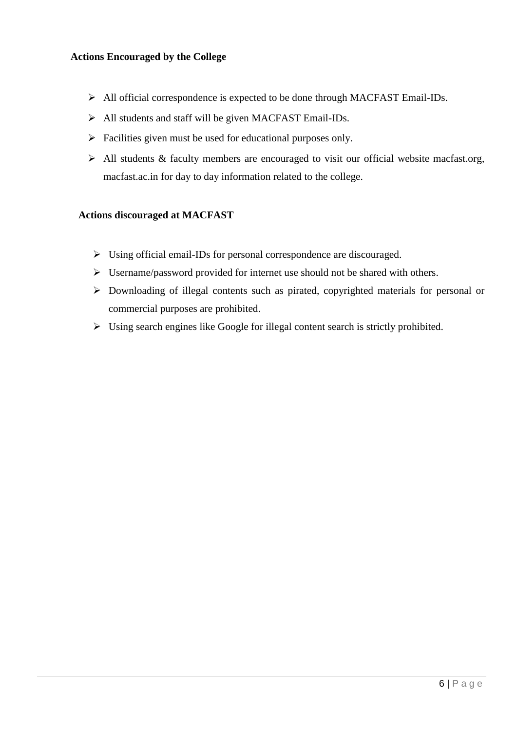**Actions Encouraged by the College**

- All official correspondence is expected to be done through MACFAST Email-IDs.
- All students and staff will be given MACFAST Email-IDs.
- Facilities given must be used for educational purposes only.
- All students & faculty members are encouraged to visit our official website macfast.org, macfast.ac.in for day to day information related to the college.

**Actions discouraged at MACFAST**

- Using official email-IDs for personal correspondence are discouraged.
- Username/password provided for internet use should not be shared with others.
- Downloading of illegal contents such as pirated, copyrighted materials for personal or commercial purposes are prohibited.
- Using search engines like Google for illegal content search is strictly prohibited.